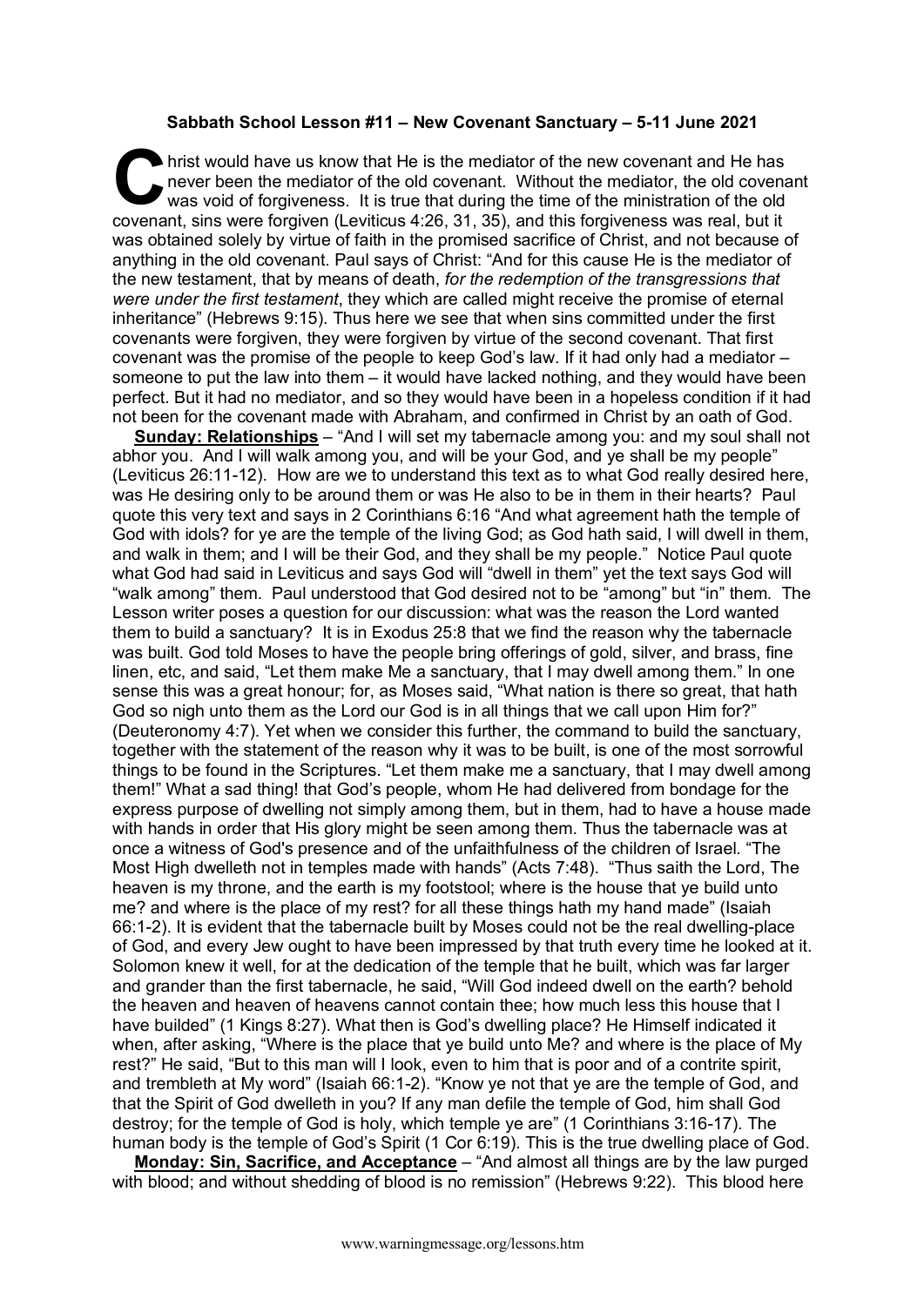**Sabbath School Lesson #11 – New Covenant Sanctuary – 5-11 June 2021**

Christ would have us know that He is the mediator of the new covenant and He has never been the mediator of the old covenant. Without the mediator, the old covenant was void of forgiveness. It is true that during the time of the ministration of the old covenant, sins were forgiven (Leviticus 4:26, 31, 35), and this forgiveness was real, but it was obtained solely by virtue of faith in the promised sacrifice of Christ, and not because of anything in the old covenant. Paul says of Christ: "And for this cause He is the mediator of the new testament, that by means of death, *for the redemption of the transgressions that were under the first testament*, they which are called might receive the promise of eternal inheritance" (Hebrews 9:15). Thus here we see that when sins committed under the first covenants were forgiven, they were forgiven by virtue of the second covenant. That first covenant was the promise of the people to keep God's law. If it had only had a mediator – someone to put the law into them – it would have lacked nothing, and they would have been perfect. But it had no mediator, and so they would have been in a hopeless condition if it had not been for the covenant made with Abraham, and confirmed in Christ by an oath of God.

**Sunday: Relationships** – "And I will set my tabernacle among you: and my soul shall not abhor you. And I will walk among you, and will be your God, and ye shall be my people" (Leviticus 26:11-12). How are we to understand this text as to what God really desired here, was He desiring only to be around them or was He also to be in them in their hearts? Paul quote this very text and says in 2 Corinthians 6:16 "And what agreement hath the temple of God with idols? for ye are the temple of the living God; as God hath said, I will dwell in them, and walk in them; and I will be their God, and they shall be my people." Notice Paul quote what God had said in Leviticus and says God will "dwell in them" yet the text says God will "walk among" them. Paul understood that God desired not to be "among" but "in" them. The Lesson writer poses a question for our discussion: what was the reason the Lord wanted them to build a sanctuary? It is in Exodus 25:8 that we find the reason why the tabernacle was built. God told Moses to have the people bring offerings of gold, silver, and brass, fine linen, etc, and said, "Let them make Me a sanctuary, that I may dwell among them." In one sense this was a great honour; for, as Moses said, "What nation is there so great, that hath God so nigh unto them as the Lord our God is in all things that we call upon Him for?" (Deuteronomy 4:7). Yet when we consider this further, the command to build the sanctuary, together with the statement of the reason why it was to be built, is one of the most sorrowful things to be found in the Scriptures. "Let them make me a sanctuary, that I may dwell among them!" What a sad thing! that God's people, whom He had delivered from bondage for the express purpose of dwelling not simply among them, but in them, had to have a house made with hands in order that His glory might be seen among them. Thus the tabernacle was at once a witness of God's presence and of the unfaithfulness of the children of Israel. "The Most High dwelleth not in temples made with hands" (Acts 7:48). "Thus saith the Lord, The heaven is my throne, and the earth is my footstool; where is the house that ye build unto me? and where is the place of my rest? for all these things hath my hand made" (Isaiah 66:1-2). It is evident that the tabernacle built by Moses could not be the real dwelling-place of God, and every Jew ought to have been impressed by that truth every time he looked at it. Solomon knew it well, for at the dedication of the temple that he built, which was far larger and grander than the first tabernacle, he said, "Will God indeed dwell on the earth? behold the heaven and heaven of heavens cannot contain thee; how much less this house that I have builded" (1 Kings 8:27). What then is God's dwelling place? He Himself indicated it when, after asking, "Where is the place that ye build unto Me? and where is the place of My rest?" He said, "But to this man will I look, even to him that is poor and of a contrite spirit, and trembleth at My word" (Isaiah 66:1-2). "Know ye not that ye are the temple of God, and that the Spirit of God dwelleth in you? If any man defile the temple of God, him shall God destroy; for the temple of God is holy, which temple ye are" (1 Corinthians 3:16-17). The human body is the temple of God's Spirit (1 Cor 6:19). This is the true dwelling place of God.

**Monday: Sin, Sacrifice, and Acceptance** – "And almost all things are by the law purged with blood; and without shedding of blood is no remission" (Hebrews 9:22). This blood here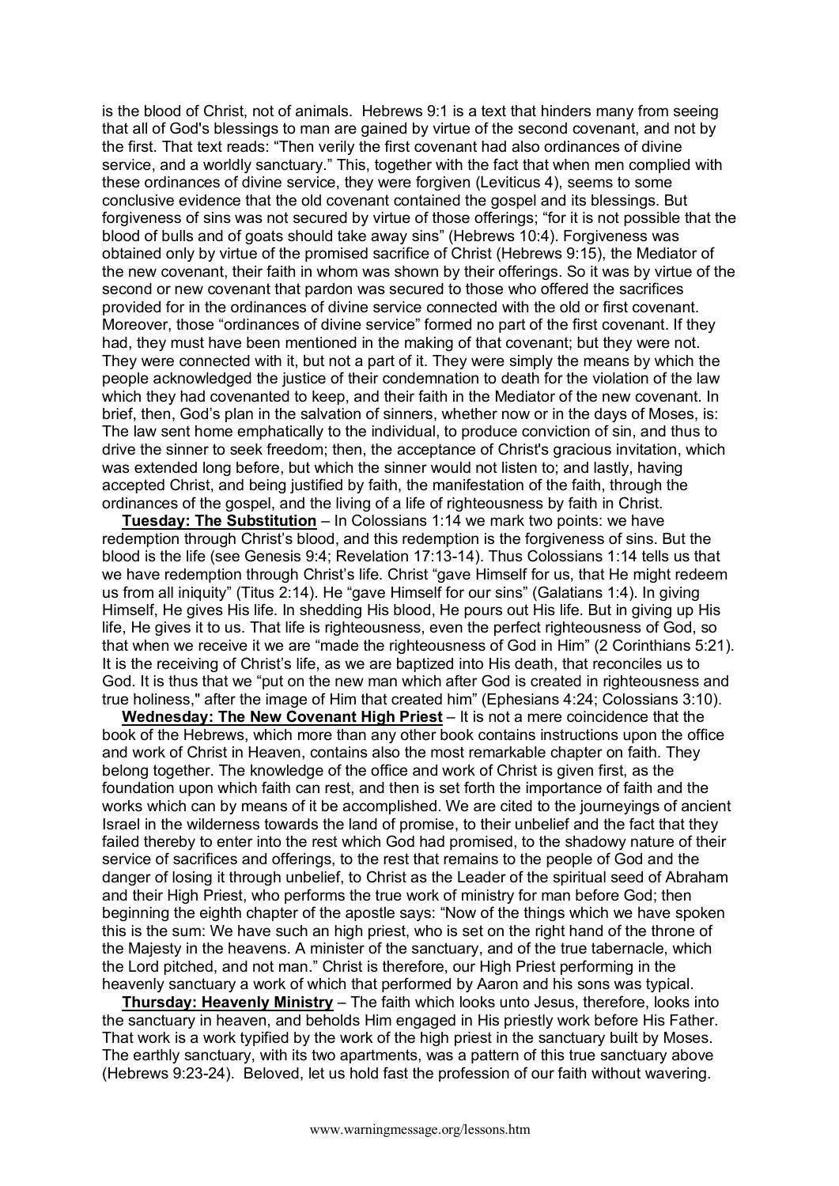is the blood of Christ, not of animals. Hebrews 9:1 is a text that hinders many from seeing that all of God's blessings to man are gained by virtue of the second covenant, and not by the first. That text reads: "Then verily the first covenant had also ordinances of divine service, and a worldly sanctuary." This, together with the fact that when men complied with these ordinances of divine service, they were forgiven (Leviticus 4), seems to some conclusive evidence that the old covenant contained the gospel and its blessings. But forgiveness of sins was not secured by virtue of those offerings; "for it is not possible that the blood of bulls and of goats should take away sins" (Hebrews 10:4). Forgiveness was obtained only by virtue of the promised sacrifice of Christ (Hebrews 9:15), the Mediator of the new covenant, their faith in whom was shown by their offerings. So it was by virtue of the second or new covenant that pardon was secured to those who offered the sacrifices provided for in the ordinances of divine service connected with the old or first covenant. Moreover, those "ordinances of divine service" formed no part of the first covenant. If they had, they must have been mentioned in the making of that covenant; but they were not. They were connected with it, but not a part of it. They were simply the means by which the people acknowledged the justice of their condemnation to death for the violation of the law which they had covenanted to keep, and their faith in the Mediator of the new covenant. In brief, then, God's plan in the salvation of sinners, whether now or in the days of Moses, is: The law sent home emphatically to the individual, to produce conviction of sin, and thus to drive the sinner to seek freedom; then, the acceptance of Christ's gracious invitation, which was extended long before, but which the sinner would not listen to; and lastly, having accepted Christ, and being justified by faith, the manifestation of the faith, through the ordinances of the gospel, and the living of a life of righteousness by faith in Christ.

**Tuesday: The Substitution** – In Colossians 1:14 we mark two points: we have redemption through Christ's blood, and this redemption is the forgiveness of sins. But the blood is the life (see Genesis 9:4; Revelation 17:13-14). Thus Colossians 1:14 tells us that we have redemption through Christ's life. Christ "gave Himself for us, that He might redeem us from all iniquity" (Titus 2:14). He "gave Himself for our sins" (Galatians 1:4). In giving Himself, He gives His life. In shedding His blood, He pours out His life. But in giving up His life, He gives it to us. That life is righteousness, even the perfect righteousness of God, so that when we receive it we are "made the righteousness of God in Him" (2 Corinthians 5:21). It is the receiving of Christ's life, as we are baptized into His death, that reconciles us to God. It is thus that we "put on the new man which after God is created in righteousness and true holiness," after the image of Him that created him" (Ephesians 4:24; Colossians 3:10).

**Wednesday: The New Covenant High Priest** – It is not a mere coincidence that the book of the Hebrews, which more than any other book contains instructions upon the office and work of Christ in Heaven, contains also the most remarkable chapter on faith. They belong together. The knowledge of the office and work of Christ is given first, as the foundation upon which faith can rest, and then is set forth the importance of faith and the works which can by means of it be accomplished. We are cited to the journeyings of ancient Israel in the wilderness towards the land of promise, to their unbelief and the fact that they failed thereby to enter into the rest which God had promised, to the shadowy nature of their service of sacrifices and offerings, to the rest that remains to the people of God and the danger of losing it through unbelief, to Christ as the Leader of the spiritual seed of Abraham and their High Priest, who performs the true work of ministry for man before God; then beginning the eighth chapter of the apostle says: "Now of the things which we have spoken this is the sum: We have such an high priest, who is set on the right hand of the throne of the Majesty in the heavens. A minister of the sanctuary, and of the true tabernacle, which the Lord pitched, and not man." Christ is therefore, our High Priest performing in the heavenly sanctuary a work of which that performed by Aaron and his sons was typical.

**Thursday: Heavenly Ministry** – The faith which looks unto Jesus, therefore, looks into the sanctuary in heaven, and beholds Him engaged in His priestly work before His Father. That work is a work typified by the work of the high priest in the sanctuary built by Moses. The earthly sanctuary, with its two apartments, was a pattern of this true sanctuary above (Hebrews 9:23-24). Beloved, let us hold fast the profession of our faith without wavering.

www.warningmessage.org/lessons.htm